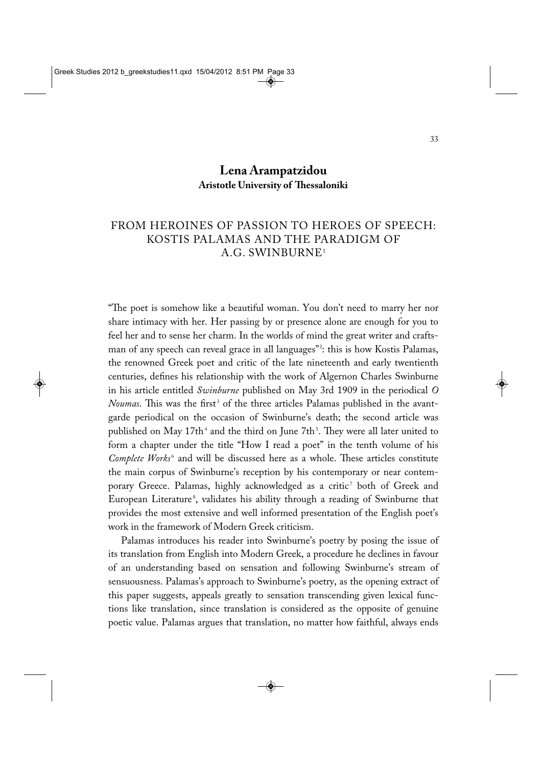# Lena Arampatzidou

**Aristotle University of Thessaloniki**

## FROM HEROINES OF PASSION TO HEROES OF SPEECH: KOSTIS PALAMAS AND THE PARADIGM OF A.G. SWINBURNE[1]

"The poet is somehow like a beautiful woman. You don't need to marry her nor share intimacy with her. Her passing by or presence alone are enough for you to feel her and to sense her charm. In the worlds of mind the great writer and craftsman of any speech can reveal grace in all languages"[2]: this is how Kostis Palamas, the renowned Greek poet and critic of the late nineteenth and early twentieth centuries, defines his relationship with the work of Algernon Charles Swinburne in his article entitled *Swinburne* published on May 3rd 1909 in the periodical *O Noumas*. This was the first[3] of the three articles Palamas published in the avant-garde periodical on the occasion of Swinburne's death; the second article was published on May 17th[4] and the third on June 7th[5]. They were all later united to form a chapter under the title "How I read a poet" in the tenth volume of his *Complete Works*[6] and will be discussed here as a whole. These articles constitute the main corpus of Swinburne's reception by his contemporary or near contemporary Greece. Palamas, highly acknowledged as a critic[7] both of Greek and European Literature[8], validates his ability through a reading of Swinburne that provides the most extensive and well informed presentation of the English poet's work in the framework of Modern Greek criticism.

Palamas introduces his reader into Swinburne's poetry by posing the issue of its translation from English into Modern Greek, a procedure he declines in favour of an understanding based on sensation and following Swinburne's stream of sensuousness. Palamas's approach to Swinburne's poetry, as the opening extract of this paper suggests, appeals greatly to sensation transcending given lexical functions like translation, since translation is considered as the opposite of genuine poetic value. Palamas argues that translation, no matter how faithful, always ends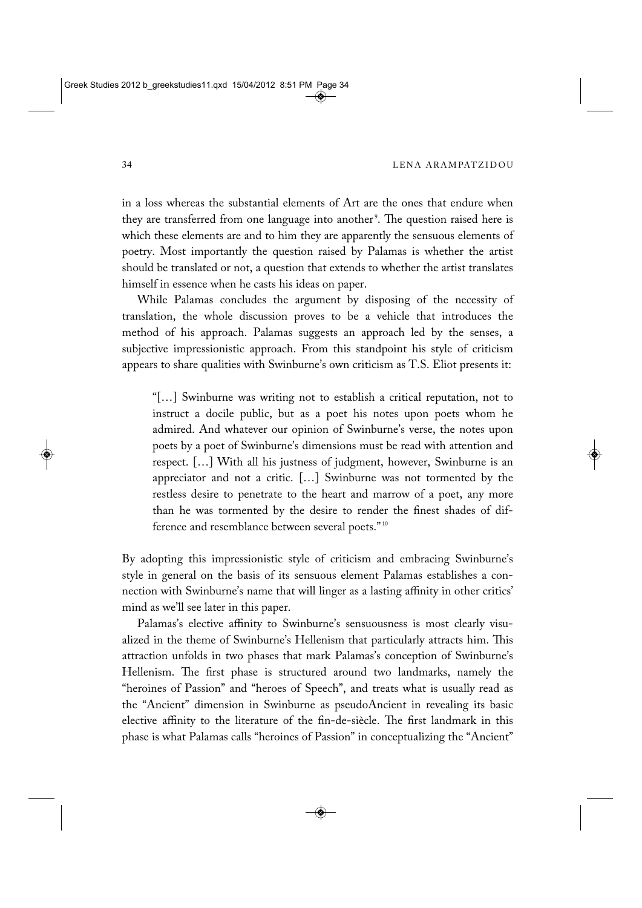in a loss whereas the substantial elements of Art are the ones that endure when they are transferred from one language into another[9]. The question raised here is which these elements are and to him they are apparently the sensuous elements of poetry. Most importantly the question raised by Palamas is whether the artist should be translated or not, a question that extends to whether the artist translates himself in essence when he casts his ideas on paper.

While Palamas concludes the argument by disposing of the necessity of translation, the whole discussion proves to be a vehicle that introduces the method of his approach. Palamas suggests an approach led by the senses, a subjective impressionistic approach. From this standpoint his style of criticism appears to share qualities with Swinburne's own criticism as T.S. Eliot presents it:

> "[…] Swinburne was writing not to establish a critical reputation, not to instruct a docile public, but as a poet his notes upon poets whom he admired. And whatever our opinion of Swinburne's verse, the notes upon poets by a poet of Swinburne's dimensions must be read with attention and respect. […] With all his justness of judgment, however, Swinburne is an appreciator and not a critic. […] Swinburne was not tormented by the restless desire to penetrate to the heart and marrow of a poet, any more than he was tormented by the desire to render the finest shades of difference and resemblance between several poets."[10]

By adopting this impressionistic style of criticism and embracing Swinburne's style in general on the basis of its sensuous element Palamas establishes a connection with Swinburne's name that will linger as a lasting affinity in other critics' mind as we'll see later in this paper.

Palamas's elective affinity to Swinburne's sensuousness is most clearly visualized in the theme of Swinburne's Hellenism that particularly attracts him. This attraction unfolds in two phases that mark Palamas's conception of Swinburne's Hellenism. The first phase is structured around two landmarks, namely the "heroines of Passion" and "heroes of Speech", and treats what is usually read as the "Ancient" dimension in Swinburne as pseudoAncient in revealing its basic elective affinity to the literature of the fin-de-siècle. The first landmark in this phase is what Palamas calls "heroines of Passion" in conceptualizing the "Ancient"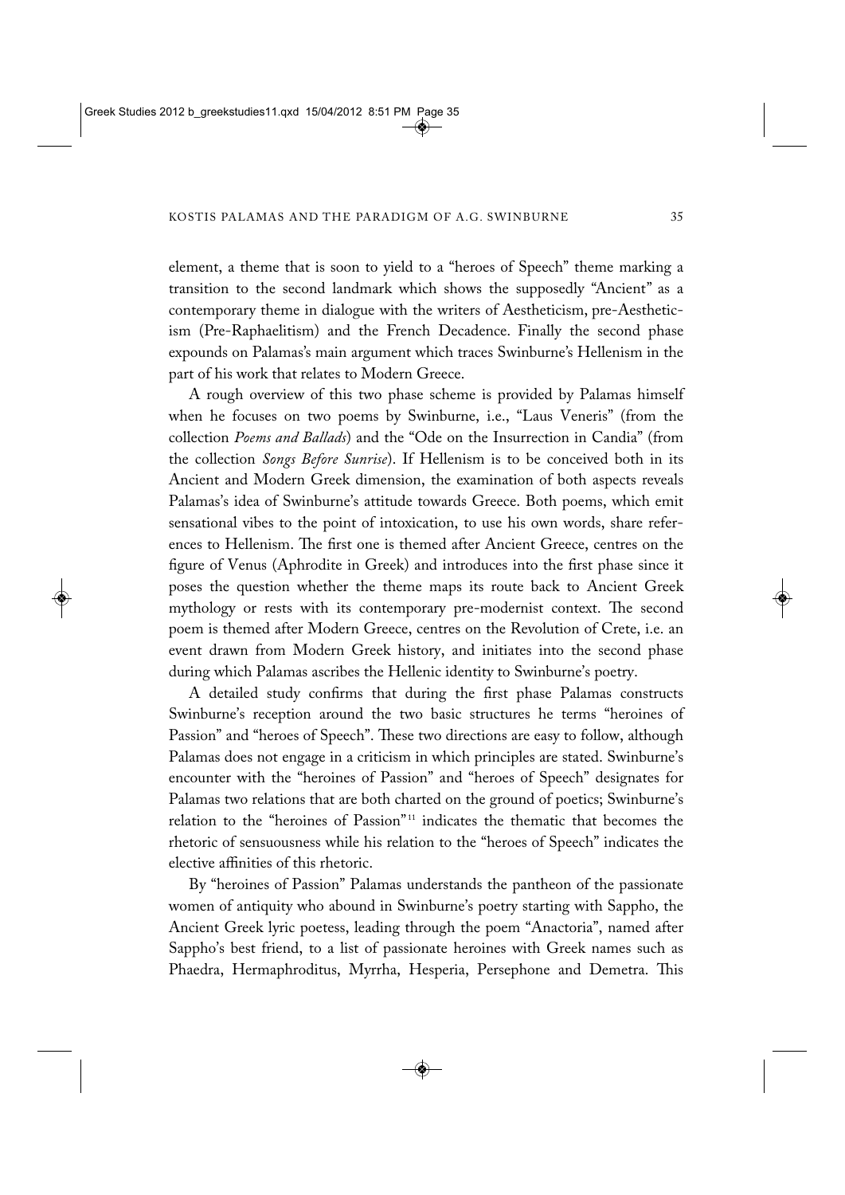element, a theme that is soon to yield to a "heroes of Speech" theme marking a transition to the second landmark which shows the supposedly "Ancient" as a contemporary theme in dialogue with the writers of Aestheticism, pre-Aestheticism (Pre-Raphaelitism) and the French Decadence. Finally the second phase expounds on Palamas's main argument which traces Swinburne's Hellenism in the part of his work that relates to Modern Greece.

A rough overview of this two phase scheme is provided by Palamas himself when he focuses on two poems by Swinburne, i.e., "Laus Veneris" (from the collection *Poems and Ballads*) and the "Ode on the Insurrection in Candia" (from the collection *Songs Before Sunrise*). If Hellenism is to be conceived both in its Ancient and Modern Greek dimension, the examination of both aspects reveals Palamas's idea of Swinburne's attitude towards Greece. Both poems, which emit sensational vibes to the point of intoxication, to use his own words, share references to Hellenism. The first one is themed after Ancient Greece, centres on the figure of Venus (Aphrodite in Greek) and introduces into the first phase since it poses the question whether the theme maps its route back to Ancient Greek mythology or rests with its contemporary pre-modernist context. The second poem is themed after Modern Greece, centres on the Revolution of Crete, i.e. an event drawn from Modern Greek history, and initiates into the second phase during which Palamas ascribes the Hellenic identity to Swinburne's poetry.

A detailed study confirms that during the first phase Palamas constructs Swinburne's reception around the two basic structures he terms "heroines of Passion" and "heroes of Speech". These two directions are easy to follow, although Palamas does not engage in a criticism in which principles are stated. Swinburne's encounter with the "heroines of Passion" and "heroes of Speech" designates for Palamas two relations that are both charted on the ground of poetics; Swinburne's relation to the "heroines of Passion"[11] indicates the thematic that becomes the rhetoric of sensuousness while his relation to the "heroes of Speech" indicates the elective affinities of this rhetoric.

By "heroines of Passion" Palamas understands the pantheon of the passionate women of antiquity who abound in Swinburne's poetry starting with Sappho, the Ancient Greek lyric poetess, leading through the poem "Anactoria", named after Sappho's best friend, to a list of passionate heroines with Greek names such as Phaedra, Hermaphroditus, Myrrha, Hesperia, Persephone and Demetra. This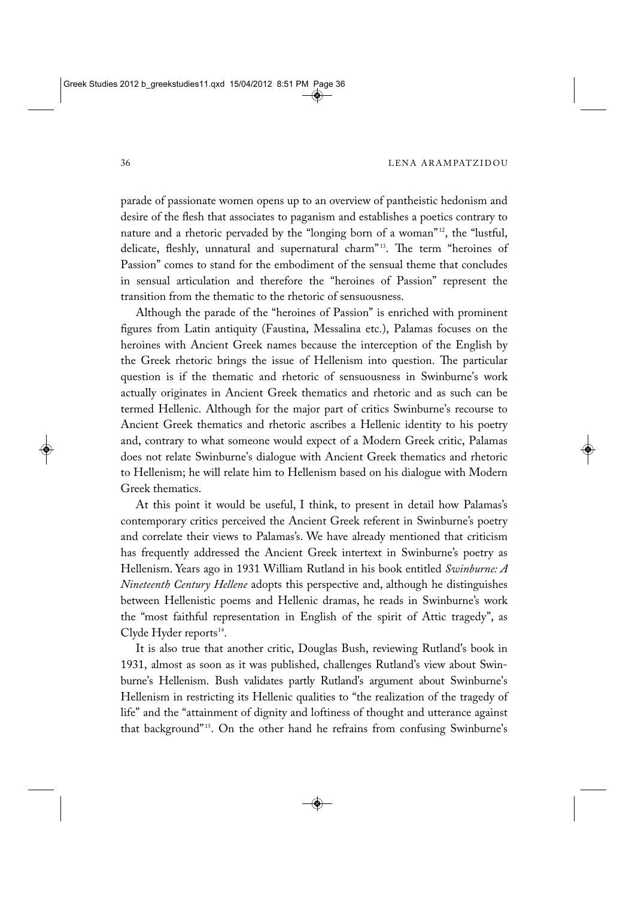parade of passionate women opens up to an overview of pantheistic hedonism and desire of the flesh that associates to paganism and establishes a poetics contrary to nature and a rhetoric pervaded by the "longing born of a woman"[12], the "lustful, delicate, fleshly, unnatural and supernatural charm"[13]. The term "heroines of Passion" comes to stand for the embodiment of the sensual theme that concludes in sensual articulation and therefore the "heroines of Passion" represent the transition from the thematic to the rhetoric of sensuousness.

Although the parade of the "heroines of Passion" is enriched with prominent figures from Latin antiquity (Faustina, Messalina etc.), Palamas focuses on the heroines with Ancient Greek names because the interception of the English by the Greek rhetoric brings the issue of Hellenism into question. The particular question is if the thematic and rhetoric of sensuousness in Swinburne's work actually originates in Ancient Greek thematics and rhetoric and as such can be termed Hellenic. Although for the major part of critics Swinburne's recourse to Ancient Greek thematics and rhetoric ascribes a Hellenic identity to his poetry and, contrary to what someone would expect of a Modern Greek critic, Palamas does not relate Swinburne's dialogue with Ancient Greek thematics and rhetoric to Hellenism; he will relate him to Hellenism based on his dialogue with Modern Greek thematics.

At this point it would be useful, I think, to present in detail how Palamas's contemporary critics perceived the Ancient Greek referent in Swinburne's poetry and correlate their views to Palamas's. We have already mentioned that criticism has frequently addressed the Ancient Greek intertext in Swinburne's poetry as Hellenism. Years ago in 1931 William Rutland in his book entitled *Swinburne: A Nineteenth Century Hellene* adopts this perspective and, although he distinguishes between Hellenistic poems and Hellenic dramas, he reads in Swinburne's work the "most faithful representation in English of the spirit of Attic tragedy", as Clyde Hyder reports[14].

It is also true that another critic, Douglas Bush, reviewing Rutland's book in 1931, almost as soon as it was published, challenges Rutland's view about Swinburne's Hellenism. Bush validates partly Rutland's argument about Swinburne's Hellenism in restricting its Hellenic qualities to "the realization of the tragedy of life" and the "attainment of dignity and loftiness of thought and utterance against that background"[15]. On the other hand he refrains from confusing Swinburne's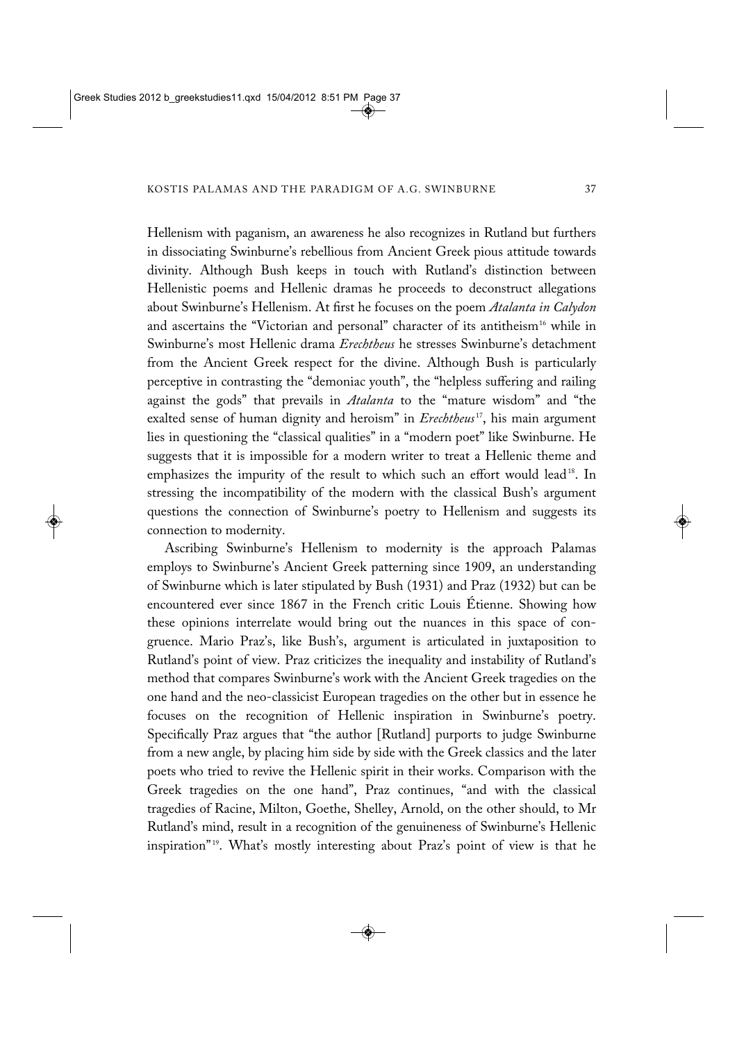Hellenism with paganism, an awareness he also recognizes in Rutland but furthers in dissociating Swinburne's rebellious from Ancient Greek pious attitude towards divinity. Although Bush keeps in touch with Rutland's distinction between Hellenistic poems and Hellenic dramas he proceeds to deconstruct allegations about Swinburne's Hellenism. At first he focuses on the poem *Atalanta in Calydon* and ascertains the "Victorian and personal" character of its antitheism[16] while in Swinburne's most Hellenic drama *Erechtheus* he stresses Swinburne's detachment from the Ancient Greek respect for the divine. Although Bush is particularly perceptive in contrasting the "demoniac youth", the "helpless suffering and railing against the gods" that prevails in *Atalanta* to the "mature wisdom" and "the exalted sense of human dignity and heroism" in *Erechtheus*[17], his main argument lies in questioning the "classical qualities" in a "modern poet" like Swinburne. He suggests that it is impossible for a modern writer to treat a Hellenic theme and emphasizes the impurity of the result to which such an effort would lead[18]. In stressing the incompatibility of the modern with the classical Bush's argument questions the connection of Swinburne's poetry to Hellenism and suggests its connection to modernity.

Ascribing Swinburne's Hellenism to modernity is the approach Palamas employs to Swinburne's Ancient Greek patterning since 1909, an understanding of Swinburne which is later stipulated by Bush (1931) and Praz (1932) but can be encountered ever since 1867 in the French critic Louis Étienne. Showing how these opinions interrelate would bring out the nuances in this space of congruence. Mario Praz's, like Bush's, argument is articulated in juxtaposition to Rutland's point of view. Praz criticizes the inequality and instability of Rutland's method that compares Swinburne's work with the Ancient Greek tragedies on the one hand and the neo-classicist European tragedies on the other but in essence he focuses on the recognition of Hellenic inspiration in Swinburne's poetry. Specifically Praz argues that "the author [Rutland] purports to judge Swinburne from a new angle, by placing him side by side with the Greek classics and the later poets who tried to revive the Hellenic spirit in their works. Comparison with the Greek tragedies on the one hand", Praz continues, "and with the classical tragedies of Racine, Milton, Goethe, Shelley, Arnold, on the other should, to Mr Rutland's mind, result in a recognition of the genuineness of Swinburne's Hellenic inspiration"[19]. What's mostly interesting about Praz's point of view is that he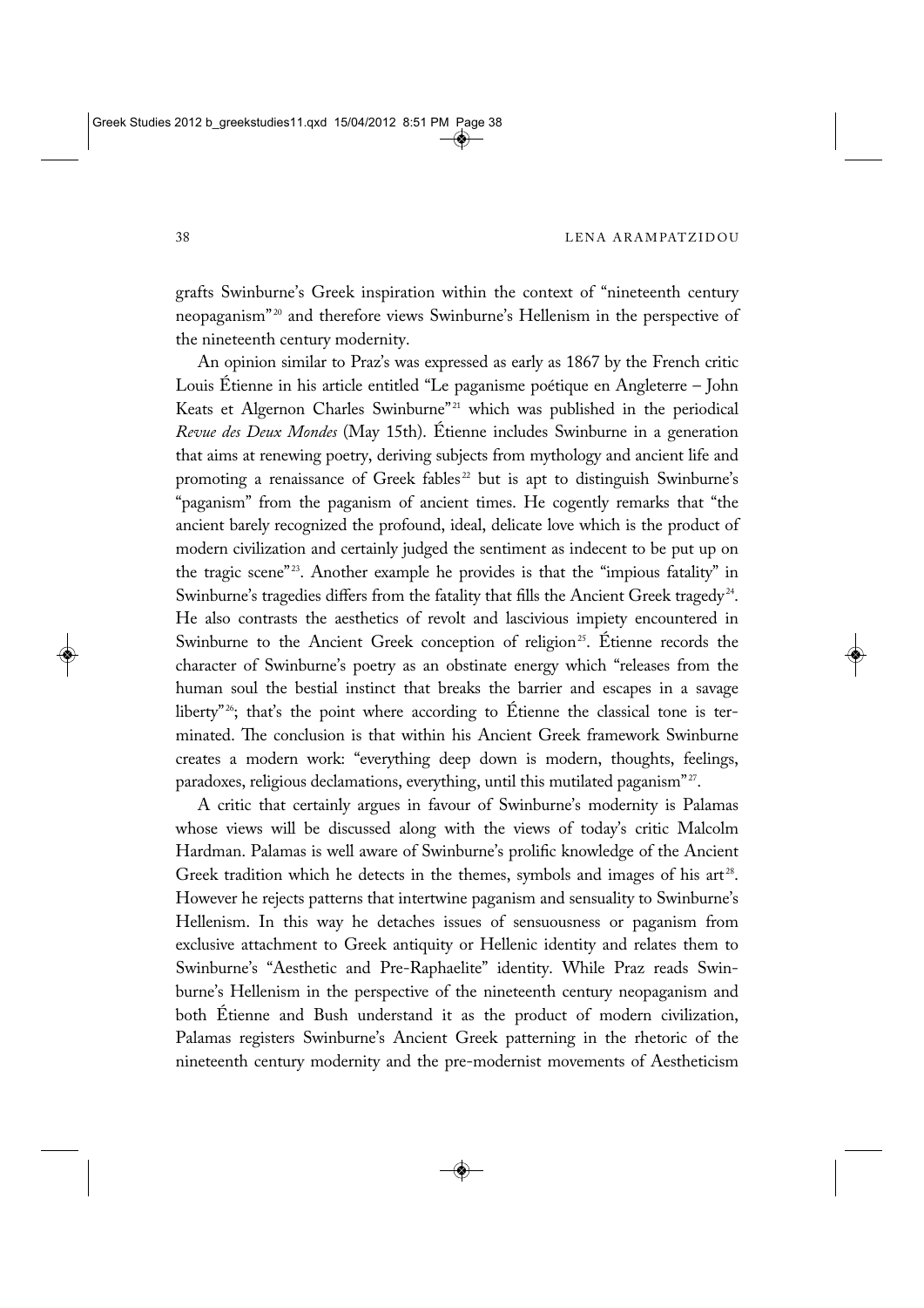grafts Swinburne's Greek inspiration within the context of "nineteenth century neopaganism"[20] and therefore views Swinburne's Hellenism in the perspective of the nineteenth century modernity.

An opinion similar to Praz's was expressed as early as 1867 by the French critic Louis Étienne in his article entitled "Le paganisme poétique en Angleterre – John Keats et Algernon Charles Swinburne"[21] which was published in the periodical *Revue des Deux Mondes* (May 15th). Étienne includes Swinburne in a generation that aims at renewing poetry, deriving subjects from mythology and ancient life and promoting a renaissance of Greek fables[22] but is apt to distinguish Swinburne's "paganism" from the paganism of ancient times. He cogently remarks that "the ancient barely recognized the profound, ideal, delicate love which is the product of modern civilization and certainly judged the sentiment as indecent to be put up on the tragic scene"[23]. Another example he provides is that the "impious fatality" in Swinburne's tragedies differs from the fatality that fills the Ancient Greek tragedy[24]. He also contrasts the aesthetics of revolt and lascivious impiety encountered in Swinburne to the Ancient Greek conception of religion[25]. Étienne records the character of Swinburne's poetry as an obstinate energy which "releases from the human soul the bestial instinct that breaks the barrier and escapes in a savage liberty"[26]; that's the point where according to Étienne the classical tone is terminated. The conclusion is that within his Ancient Greek framework Swinburne creates a modern work: "everything deep down is modern, thoughts, feelings, paradoxes, religious declamations, everything, until this mutilated paganism"[27].

A critic that certainly argues in favour of Swinburne's modernity is Palamas whose views will be discussed along with the views of today's critic Malcolm Hardman. Palamas is well aware of Swinburne's prolific knowledge of the Ancient Greek tradition which he detects in the themes, symbols and images of his art[28]. However he rejects patterns that intertwine paganism and sensuality to Swinburne's Hellenism. In this way he detaches issues of sensuousness or paganism from exclusive attachment to Greek antiquity or Hellenic identity and relates them to Swinburne's "Aesthetic and Pre-Raphaelite" identity. While Praz reads Swinburne's Hellenism in the perspective of the nineteenth century neopaganism and both Étienne and Bush understand it as the product of modern civilization, Palamas registers Swinburne's Ancient Greek patterning in the rhetoric of the nineteenth century modernity and the pre-modernist movements of Aestheticism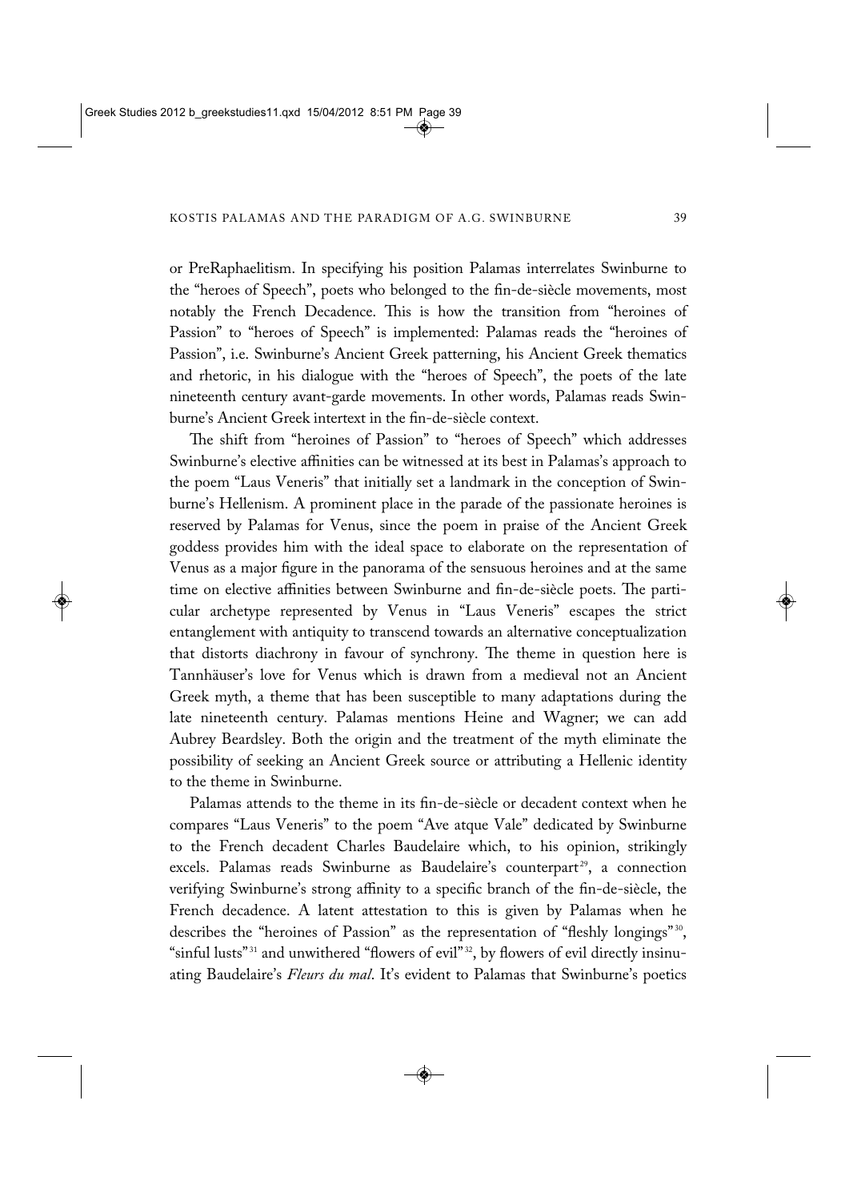or PreRaphaelitism. In specifying his position Palamas interrelates Swinburne to the "heroes of Speech", poets who belonged to the fin-de-siècle movements, most notably the French Decadence. This is how the transition from "heroines of Passion" to "heroes of Speech" is implemented: Palamas reads the "heroines of Passion", i.e. Swinburne's Ancient Greek patterning, his Ancient Greek thematics and rhetoric, in his dialogue with the "heroes of Speech", the poets of the late nineteenth century avant-garde movements. In other words, Palamas reads Swinburne's Ancient Greek intertext in the fin-de-siècle context.

The shift from "heroines of Passion" to "heroes of Speech" which addresses Swinburne's elective affinities can be witnessed at its best in Palamas's approach to the poem "Laus Veneris" that initially set a landmark in the conception of Swinburne's Hellenism. A prominent place in the parade of the passionate heroines is reserved by Palamas for Venus, since the poem in praise of the Ancient Greek goddess provides him with the ideal space to elaborate on the representation of Venus as a major figure in the panorama of the sensuous heroines and at the same time on elective affinities between Swinburne and fin-de-siècle poets. The particular archetype represented by Venus in "Laus Veneris" escapes the strict entanglement with antiquity to transcend towards an alternative conceptualization that distorts diachrony in favour of synchrony. The theme in question here is Tannhäuser's love for Venus which is drawn from a medieval not an Ancient Greek myth, a theme that has been susceptible to many adaptations during the late nineteenth century. Palamas mentions Heine and Wagner; we can add Aubrey Beardsley. Both the origin and the treatment of the myth eliminate the possibility of seeking an Ancient Greek source or attributing a Hellenic identity to the theme in Swinburne.

Palamas attends to the theme in its fin-de-siècle or decadent context when he compares "Laus Veneris" to the poem "Ave atque Vale" dedicated by Swinburne to the French decadent Charles Baudelaire which, to his opinion, strikingly excels. Palamas reads Swinburne as Baudelaire's counterpart[29], a connection verifying Swinburne's strong affinity to a specific branch of the fin-de-siècle, the French decadence. A latent attestation to this is given by Palamas when he describes the "heroines of Passion" as the representation of "fleshly longings"[30], "sinful lusts"[31] and unwithered "flowers of evil"[32], by flowers of evil directly insinuating Baudelaire's *Fleurs du mal*. It's evident to Palamas that Swinburne's poetics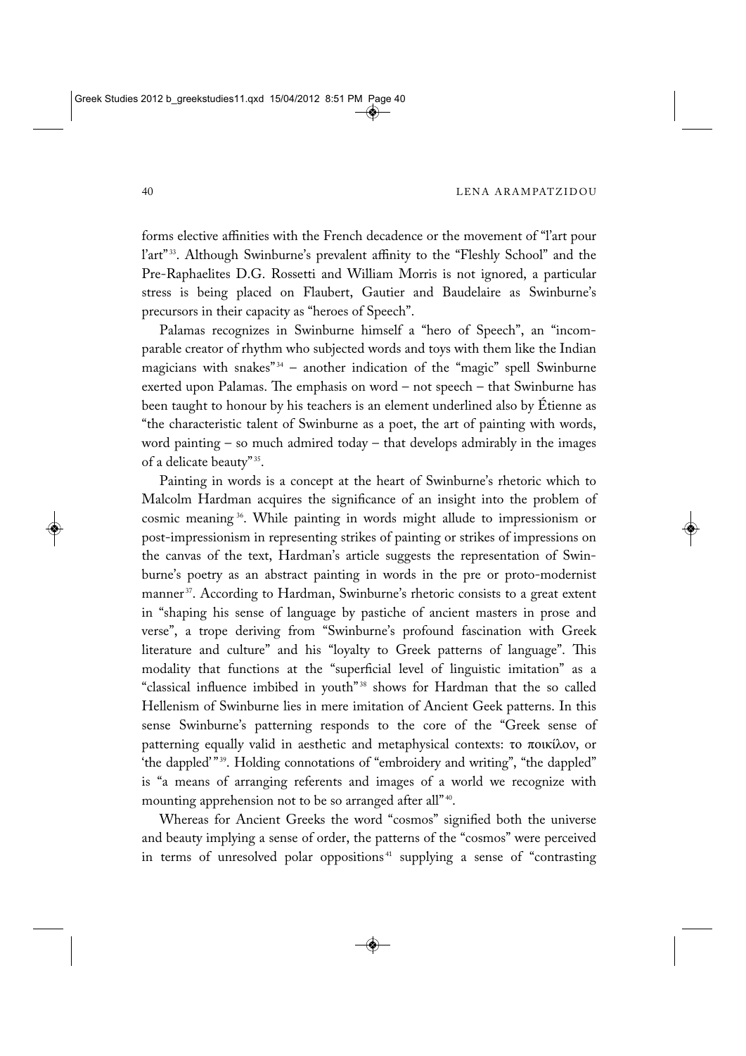forms elective affinities with the French decadence or the movement of "l'art pour l'art"[33]. Although Swinburne's prevalent affinity to the "Fleshly School" and the Pre-Raphaelites D.G. Rossetti and William Morris is not ignored, a particular stress is being placed on Flaubert, Gautier and Baudelaire as Swinburne's precursors in their capacity as "heroes of Speech".

Palamas recognizes in Swinburne himself a "hero of Speech", an "incomparable creator of rhythm who subjected words and toys with them like the Indian magicians with snakes"[34] – another indication of the "magic" spell Swinburne exerted upon Palamas. The emphasis on word – not speech – that Swinburne has been taught to honour by his teachers is an element underlined also by Étienne as "the characteristic talent of Swinburne as a poet, the art of painting with words, word painting – so much admired today – that develops admirably in the images of a delicate beauty"[35].

Painting in words is a concept at the heart of Swinburne's rhetoric which to Malcolm Hardman acquires the significance of an insight into the problem of cosmic meaning[36]. While painting in words might allude to impressionism or post-impressionism in representing strikes of painting or strikes of impressions on the canvas of the text, Hardman's article suggests the representation of Swinburne's poetry as an abstract painting in words in the pre or proto-modernist manner[37]. According to Hardman, Swinburne's rhetoric consists to a great extent in "shaping his sense of language by pastiche of ancient masters in prose and verse", a trope deriving from "Swinburne's profound fascination with Greek literature and culture" and his "loyalty to Greek patterns of language". This modality that functions at the "superficial level of linguistic imitation" as a "classical influence imbibed in youth"[38] shows for Hardman that the so called Hellenism of Swinburne lies in mere imitation of Ancient Geek patterns. In this sense Swinburne's patterning responds to the core of the "Greek sense of patterning equally valid in aesthetic and metaphysical contexts: το ποικίλον, or 'the dappled'"[39]. Holding connotations of "embroidery and writing", "the dappled" is "a means of arranging referents and images of a world we recognize with mounting apprehension not to be so arranged after all"[40].

Whereas for Ancient Greeks the word "cosmos" signified both the universe and beauty implying a sense of order, the patterns of the "cosmos" were perceived in terms of unresolved polar oppositions[41] supplying a sense of "contrasting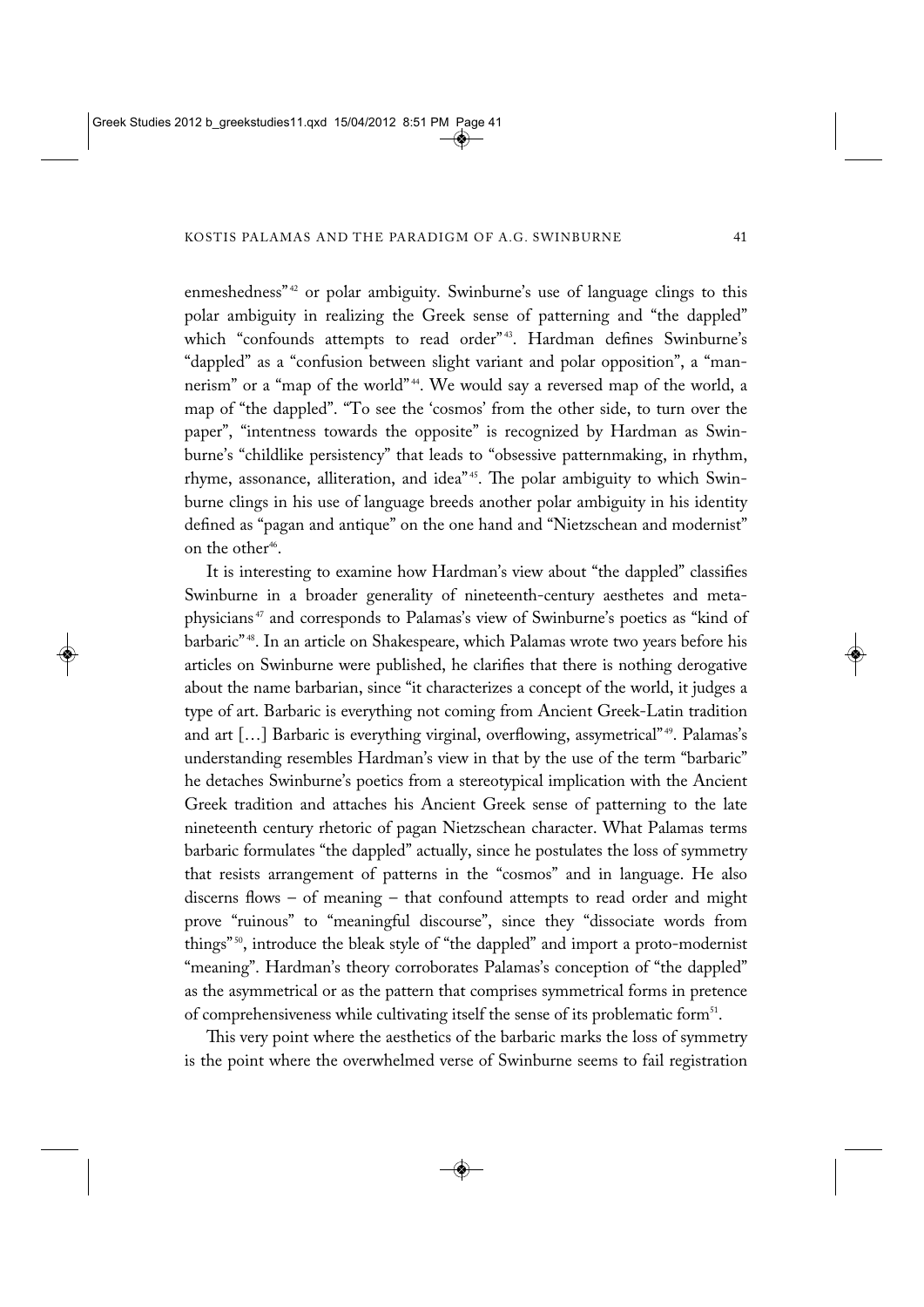enmeshedness"[42] or polar ambiguity. Swinburne's use of language clings to this polar ambiguity in realizing the Greek sense of patterning and "the dappled" which "confounds attempts to read order"[43]. Hardman defines Swinburne's "dappled" as a "confusion between slight variant and polar opposition", a "mannerism" or a "map of the world"[44]. We would say a reversed map of the world, a map of "the dappled". "To see the 'cosmos' from the other side, to turn over the paper", "intentness towards the opposite" is recognized by Hardman as Swinburne's "childlike persistency" that leads to "obsessive patternmaking, in rhythm, rhyme, assonance, alliteration, and idea"[45]. The polar ambiguity to which Swinburne clings in his use of language breeds another polar ambiguity in his identity defined as "pagan and antique" on the one hand and "Nietzschean and modernist" on the other[46].

It is interesting to examine how Hardman's view about "the dappled" classifies Swinburne in a broader generality of nineteenth-century aesthetes and metaphysicians[47] and corresponds to Palamas's view of Swinburne's poetics as "kind of barbaric"[48]. In an article on Shakespeare, which Palamas wrote two years before his articles on Swinburne were published, he clarifies that there is nothing derogative about the name barbarian, since "it characterizes a concept of the world, it judges a type of art. Barbaric is everything not coming from Ancient Greek-Latin tradition and art […] Barbaric is everything virginal, overflowing, assymetrical"[49]. Palamas's understanding resembles Hardman's view in that by the use of the term "barbaric" he detaches Swinburne's poetics from a stereotypical implication with the Ancient Greek tradition and attaches his Ancient Greek sense of patterning to the late nineteenth century rhetoric of pagan Nietzschean character. What Palamas terms barbaric formulates "the dappled" actually, since he postulates the loss of symmetry that resists arrangement of patterns in the "cosmos" and in language. He also discerns flows – of meaning – that confound attempts to read order and might prove "ruinous" to "meaningful discourse", since they "dissociate words from things"[50], introduce the bleak style of "the dappled" and import a proto-modernist "meaning". Hardman's theory corroborates Palamas's conception of "the dappled" as the asymmetrical or as the pattern that comprises symmetrical forms in pretence of comprehensiveness while cultivating itself the sense of its problematic form[51].

This very point where the aesthetics of the barbaric marks the loss of symmetry is the point where the overwhelmed verse of Swinburne seems to fail registration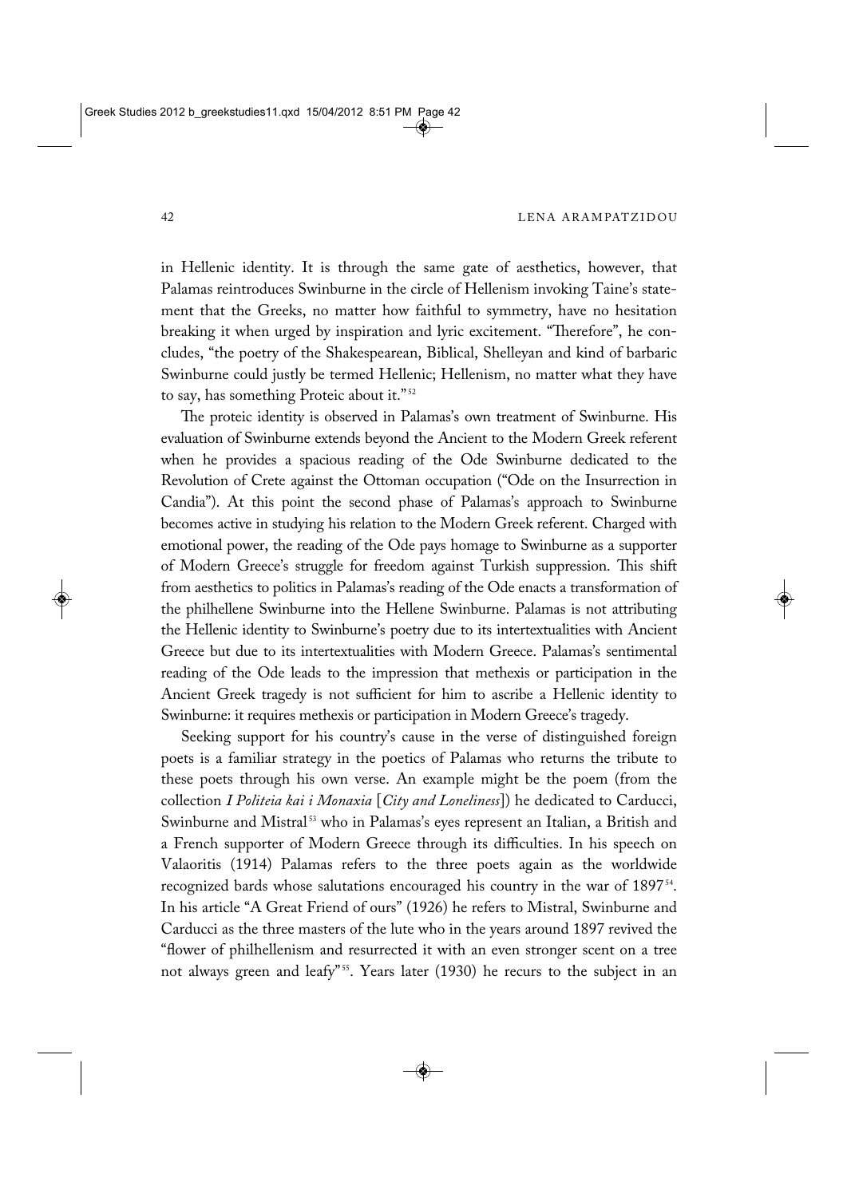in Hellenic identity. It is through the same gate of aesthetics, however, that Palamas reintroduces Swinburne in the circle of Hellenism invoking Taine's statement that the Greeks, no matter how faithful to symmetry, have no hesitation breaking it when urged by inspiration and lyric excitement. "Therefore", he concludes, "the poetry of the Shakespearean, Biblical, Shelleyan and kind of barbaric Swinburne could justly be termed Hellenic; Hellenism, no matter what they have to say, has something Proteic about it."[52]

The proteic identity is observed in Palamas's own treatment of Swinburne. His evaluation of Swinburne extends beyond the Ancient to the Modern Greek referent when he provides a spacious reading of the Ode Swinburne dedicated to the Revolution of Crete against the Ottoman occupation ("Ode on the Insurrection in Candia"). At this point the second phase of Palamas's approach to Swinburne becomes active in studying his relation to the Modern Greek referent. Charged with emotional power, the reading of the Ode pays homage to Swinburne as a supporter of Modern Greece's struggle for freedom against Turkish suppression. This shift from aesthetics to politics in Palamas's reading of the Ode enacts a transformation of the philhellene Swinburne into the Hellene Swinburne. Palamas is not attributing the Hellenic identity to Swinburne's poetry due to its intertextualities with Ancient Greece but due to its intertextualities with Modern Greece. Palamas's sentimental reading of the Ode leads to the impression that methexis or participation in the Ancient Greek tragedy is not sufficient for him to ascribe a Hellenic identity to Swinburne: it requires methexis or participation in Modern Greece's tragedy.

Seeking support for his country's cause in the verse of distinguished foreign poets is a familiar strategy in the poetics of Palamas who returns the tribute to these poets through his own verse. An example might be the poem (from the collection *I Politeia kai i Monaxia* [*City and Loneliness*]) he dedicated to Carducci, Swinburne and Mistral[53] who in Palamas's eyes represent an Italian, a British and a French supporter of Modern Greece through its difficulties. In his speech on Valaoritis (1914) Palamas refers to the three poets again as the worldwide recognized bards whose salutations encouraged his country in the war of 1897[54]. In his article "A Great Friend of ours" (1926) he refers to Mistral, Swinburne and Carducci as the three masters of the lute who in the years around 1897 revived the "flower of philhellenism and resurrected it with an even stronger scent on a tree not always green and leafy"[55]. Years later (1930) he recurs to the subject in an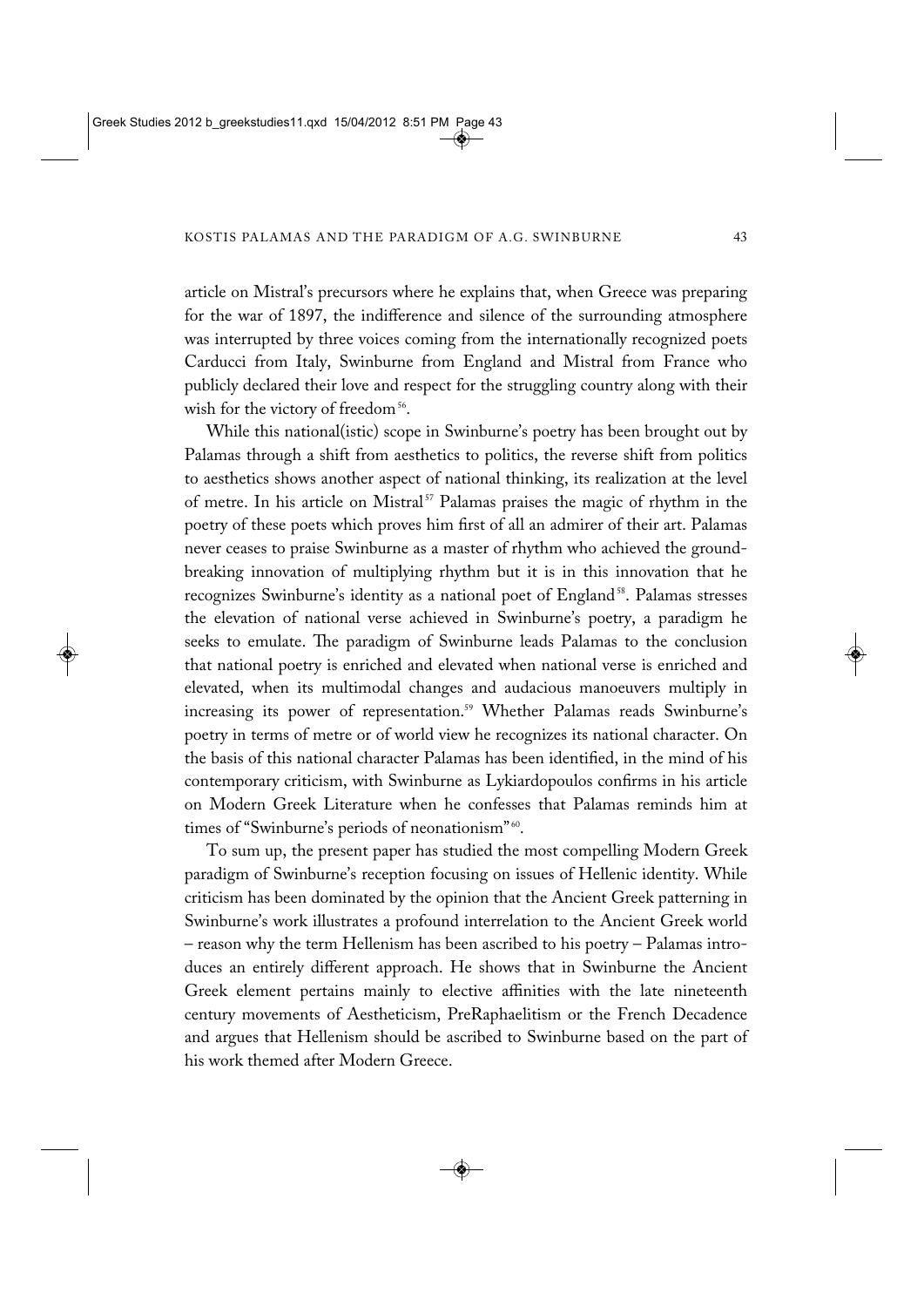article on Mistral's precursors where he explains that, when Greece was preparing for the war of 1897, the indifference and silence of the surrounding atmosphere was interrupted by three voices coming from the internationally recognized poets Carducci from Italy, Swinburne from England and Mistral from France who publicly declared their love and respect for the struggling country along with their wish for the victory of freedom[56].

While this national(istic) scope in Swinburne's poetry has been brought out by Palamas through a shift from aesthetics to politics, the reverse shift from politics to aesthetics shows another aspect of national thinking, its realization at the level of metre. In his article on Mistral[57] Palamas praises the magic of rhythm in the poetry of these poets which proves him first of all an admirer of their art. Palamas never ceases to praise Swinburne as a master of rhythm who achieved the ground-breaking innovation of multiplying rhythm but it is in this innovation that he recognizes Swinburne's identity as a national poet of England[58]. Palamas stresses the elevation of national verse achieved in Swinburne's poetry, a paradigm he seeks to emulate. The paradigm of Swinburne leads Palamas to the conclusion that national poetry is enriched and elevated when national verse is enriched and elevated, when its multimodal changes and audacious manoeuvers multiply in increasing its power of representation.[59] Whether Palamas reads Swinburne's poetry in terms of metre or of world view he recognizes its national character. On the basis of this national character Palamas has been identified, in the mind of his contemporary criticism, with Swinburne as Lykiardopoulos confirms in his article on Modern Greek Literature when he confesses that Palamas reminds him at times of "Swinburne's periods of neonationism"[60].

To sum up, the present paper has studied the most compelling Modern Greek paradigm of Swinburne's reception focusing on issues of Hellenic identity. While criticism has been dominated by the opinion that the Ancient Greek patterning in Swinburne's work illustrates a profound interrelation to the Ancient Greek world – reason why the term Hellenism has been ascribed to his poetry – Palamas introduces an entirely different approach. He shows that in Swinburne the Ancient Greek element pertains mainly to elective affinities with the late nineteenth century movements of Aestheticism, PreRaphaelitism or the French Decadence and argues that Hellenism should be ascribed to Swinburne based on the part of his work themed after Modern Greece.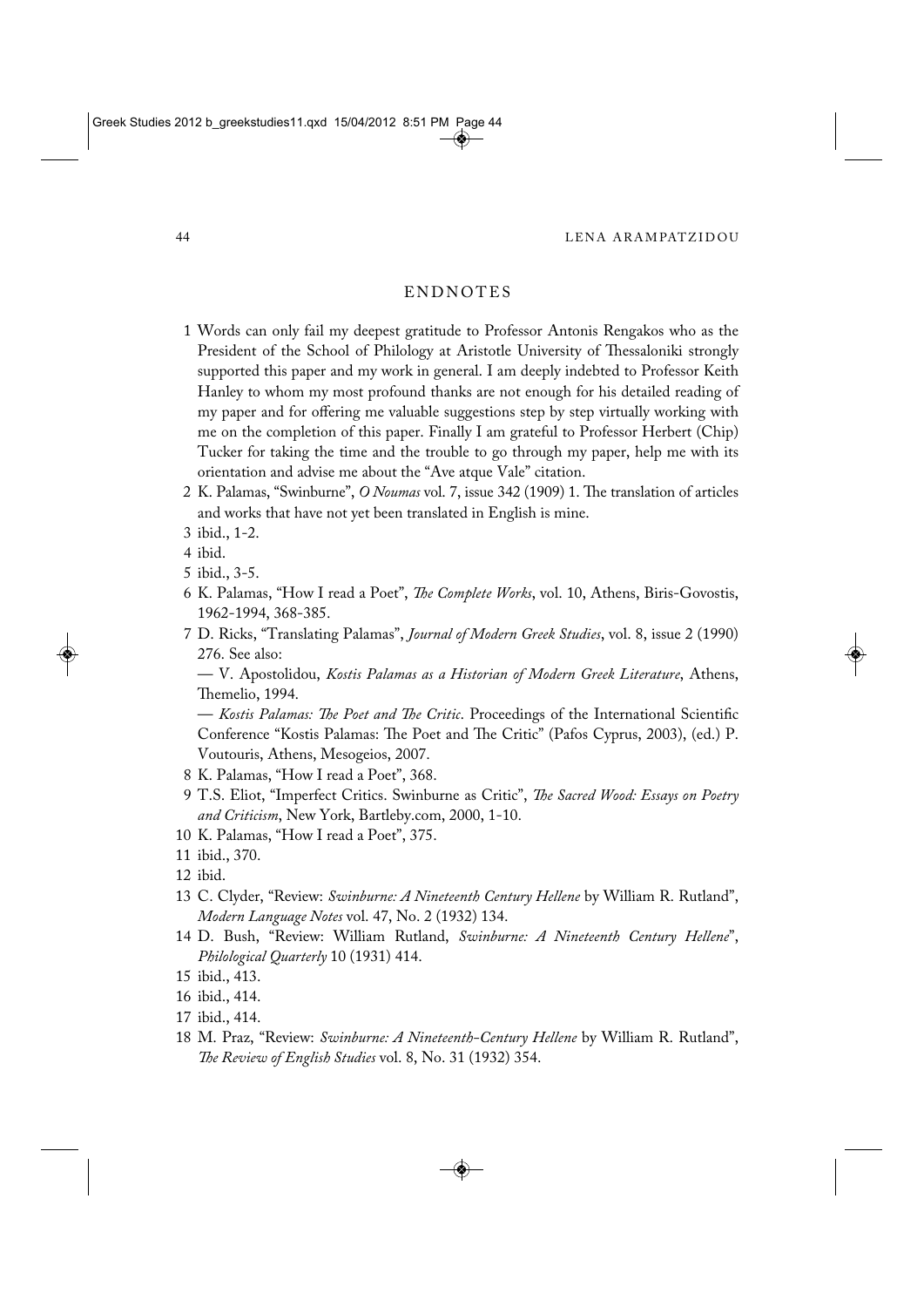## ENDNOTES

1 Words can only fail my deepest gratitude to Professor Antonis Rengakos who as the President of the School of Philology at Aristotle University of Thessaloniki strongly supported this paper and my work in general. I am deeply indebted to Professor Keith Hanley to whom my most profound thanks are not enough for his detailed reading of my paper and for offering me valuable suggestions step by step virtually working with me on the completion of this paper. Finally I am grateful to Professor Herbert (Chip) Tucker for taking the time and the trouble to go through my paper, help me with its orientation and advise me about the "Ave atque Vale" citation.

2 K. Palamas, "Swinburne", *O Noumas* vol. 7, issue 342 (1909) 1. The translation of articles and works that have not yet been translated in English is mine.

3 ibid., 1-2.

4 ibid.

5 ibid., 3-5.

6 K. Palamas, "How I read a Poet", *The Complete Works*, vol. 10, Athens, Biris-Govostis, 1962-1994, 368-385.

7 D. Ricks, "Translating Palamas", *Journal of Modern Greek Studies*, vol. 8, issue 2 (1990) 276. See also:
— V. Apostolidou, *Kostis Palamas as a Historian of Modern Greek Literature*, Athens, Themelio, 1994.
— *Kostis Palamas: The Poet and The Critic*. Proceedings of the International Scientific Conference "Kostis Palamas: The Poet and The Critic" (Pafos Cyprus, 2003), (ed.) P. Voutouris, Athens, Mesogeios, 2007.

8 K. Palamas, "How I read a Poet", 368.

9 T.S. Eliot, "Imperfect Critics. Swinburne as Critic", *The Sacred Wood: Essays on Poetry and Criticism*, New York, Bartleby.com, 2000, 1-10.

10 K. Palamas, "How I read a Poet", 375.

11 ibid., 370.

12 ibid.

13 C. Clyder, "Review: *Swinburne: A Nineteenth Century Hellene* by William R. Rutland", *Modern Language Notes* vol. 47, No. 2 (1932) 134.

14 D. Bush, "Review: William Rutland, *Swinburne: A Nineteenth Century Hellene*", *Philological Quarterly* 10 (1931) 414.

15 ibid., 413.

16 ibid., 414.

17 ibid., 414.

18 M. Praz, "Review: *Swinburne: A Nineteenth-Century Hellene* by William R. Rutland", *The Review of English Studies* vol. 8, No. 31 (1932) 354.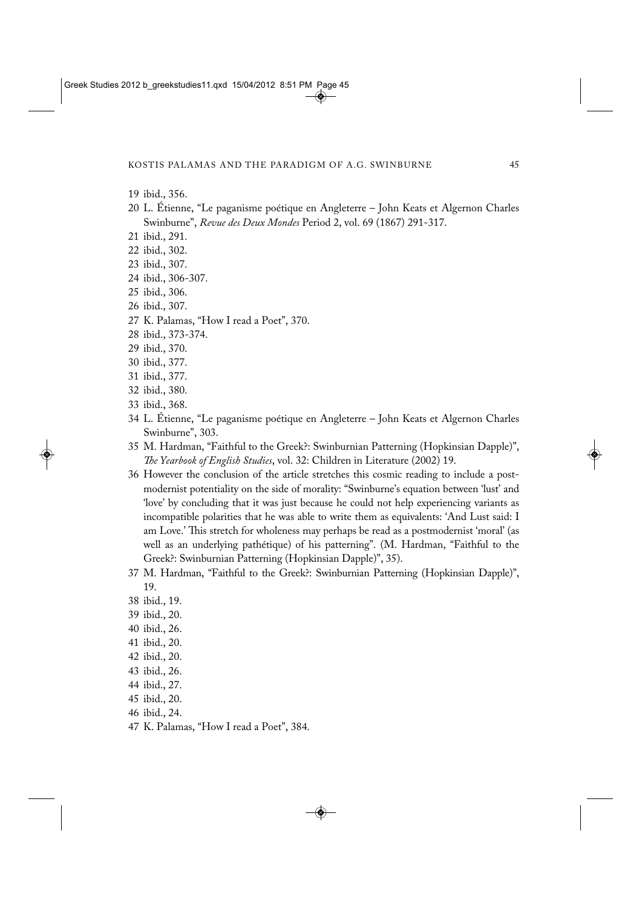19 ibid., 356.

20 L. Étienne, "Le paganisme poétique en Angleterre – John Keats et Algernon Charles Swinburne", *Revue des Deux Mondes* Period 2, vol. 69 (1867) 291-317.

21 ibid., 291.

22 ibid., 302.

23 ibid., 307.

24 ibid., 306-307.

25 ibid., 306.

26 ibid., 307.

27 K. Palamas, "How I read a Poet", 370.

28 ibid., 373-374.

29 ibid., 370.

30 ibid., 377.

31 ibid., 377.

32 ibid., 380.

33 ibid., 368.

34 L. Étienne, "Le paganisme poétique en Angleterre – John Keats et Algernon Charles Swinburne", 303.

35 M. Hardman, "Faithful to the Greek?: Swinburnian Patterning (Hopkinsian Dapple)", *The Yearbook of English Studies*, vol. 32: Children in Literature (2002) 19.

36 However the conclusion of the article stretches this cosmic reading to include a post-modernist potentiality on the side of morality: "Swinburne's equation between 'lust' and 'love' by concluding that it was just because he could not help experiencing variants as incompatible polarities that he was able to write them as equivalents: 'And Lust said: I am Love.' This stretch for wholeness may perhaps be read as a postmodernist 'moral' (as well as an underlying pathétique) of his patterning". (M. Hardman, "Faithful to the Greek?: Swinburnian Patterning (Hopkinsian Dapple)", 35).

37 M. Hardman, "Faithful to the Greek?: Swinburnian Patterning (Hopkinsian Dapple)", 19.

38 ibid., 19.

39 ibid., 20.

40 ibid., 26.

41 ibid., 20.

42 ibid., 20.

43 ibid., 26.

44 ibid., 27.

45 ibid., 20.

46 ibid., 24.

47 K. Palamas, "How I read a Poet", 384.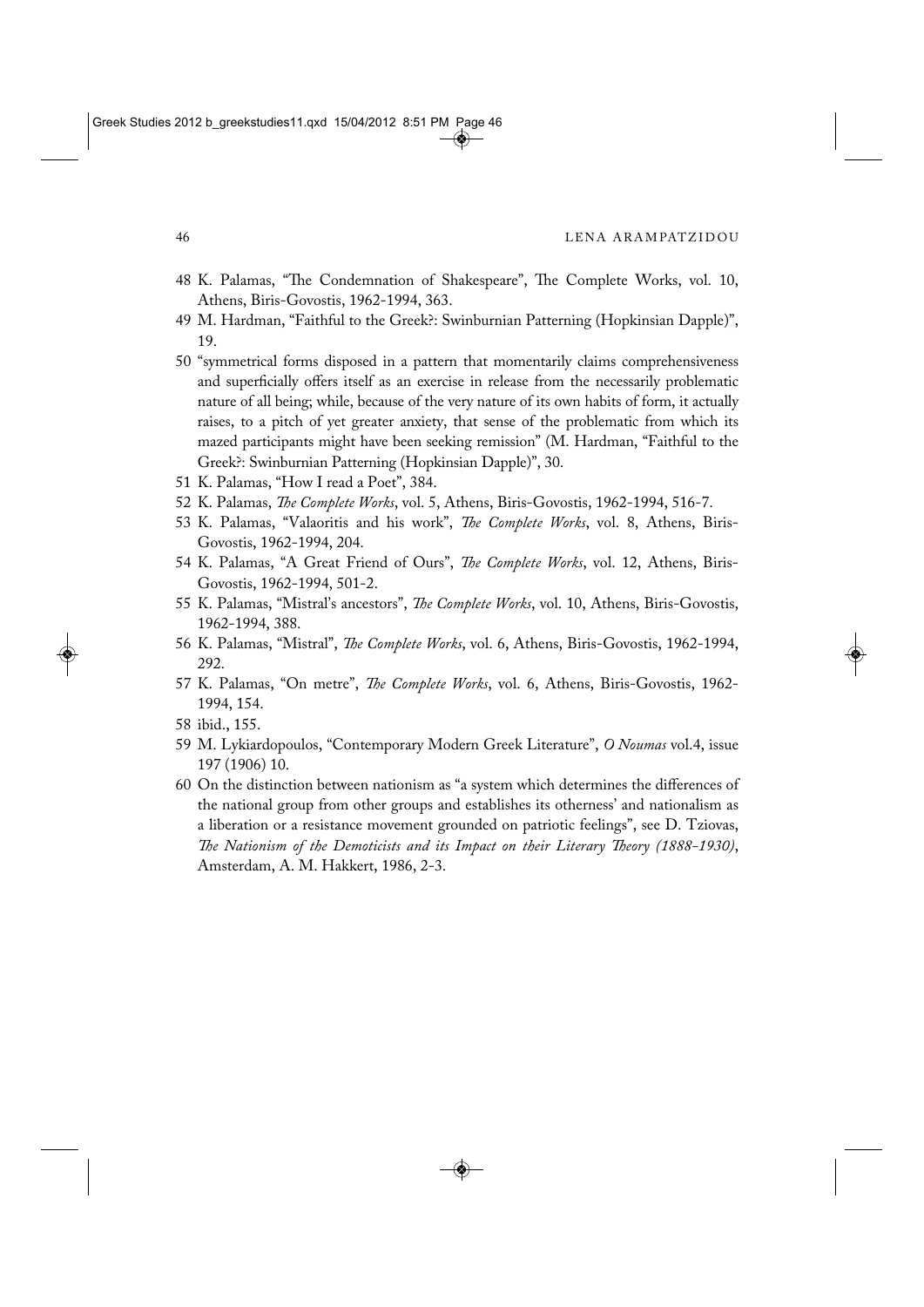48 K. Palamas, "The Condemnation of Shakespeare", The Complete Works, vol. 10, Athens, Biris-Govostis, 1962-1994, 363.

49 M. Hardman, "Faithful to the Greek?: Swinburnian Patterning (Hopkinsian Dapple)", 19.

50 "symmetrical forms disposed in a pattern that momentarily claims comprehensiveness and superficially offers itself as an exercise in release from the necessarily problematic nature of all being; while, because of the very nature of its own habits of form, it actually raises, to a pitch of yet greater anxiety, that sense of the problematic from which its mazed participants might have been seeking remission" (M. Hardman, "Faithful to the Greek?: Swinburnian Patterning (Hopkinsian Dapple)", 30.

51 K. Palamas, "How I read a Poet", 384.

52 K. Palamas, *The Complete Works*, vol. 5, Athens, Biris-Govostis, 1962-1994, 516-7.

53 K. Palamas, "Valaoritis and his work", *The Complete Works*, vol. 8, Athens, Biris-Govostis, 1962-1994, 204.

54 K. Palamas, "A Great Friend of Ours", *The Complete Works*, vol. 12, Athens, Biris-Govostis, 1962-1994, 501-2.

55 K. Palamas, "Mistral's ancestors", *The Complete Works*, vol. 10, Athens, Biris-Govostis, 1962-1994, 388.

56 K. Palamas, "Mistral", *The Complete Works*, vol. 6, Athens, Biris-Govostis, 1962-1994, 292.

57 K. Palamas, "On metre", *The Complete Works*, vol. 6, Athens, Biris-Govostis, 1962-1994, 154.

58 ibid., 155.

59 M. Lykiardopoulos, "Contemporary Modern Greek Literature", *O Noumas* vol.4, issue 197 (1906) 10.

60 On the distinction between nationism as "a system which determines the differences of the national group from other groups and establishes its otherness' and nationalism as a liberation or a resistance movement grounded on patriotic feelings", see D. Tziovas, *The Nationism of the Demoticists and its Impact on their Literary Theory (1888-1930)*, Amsterdam, A. M. Hakkert, 1986, 2-3.